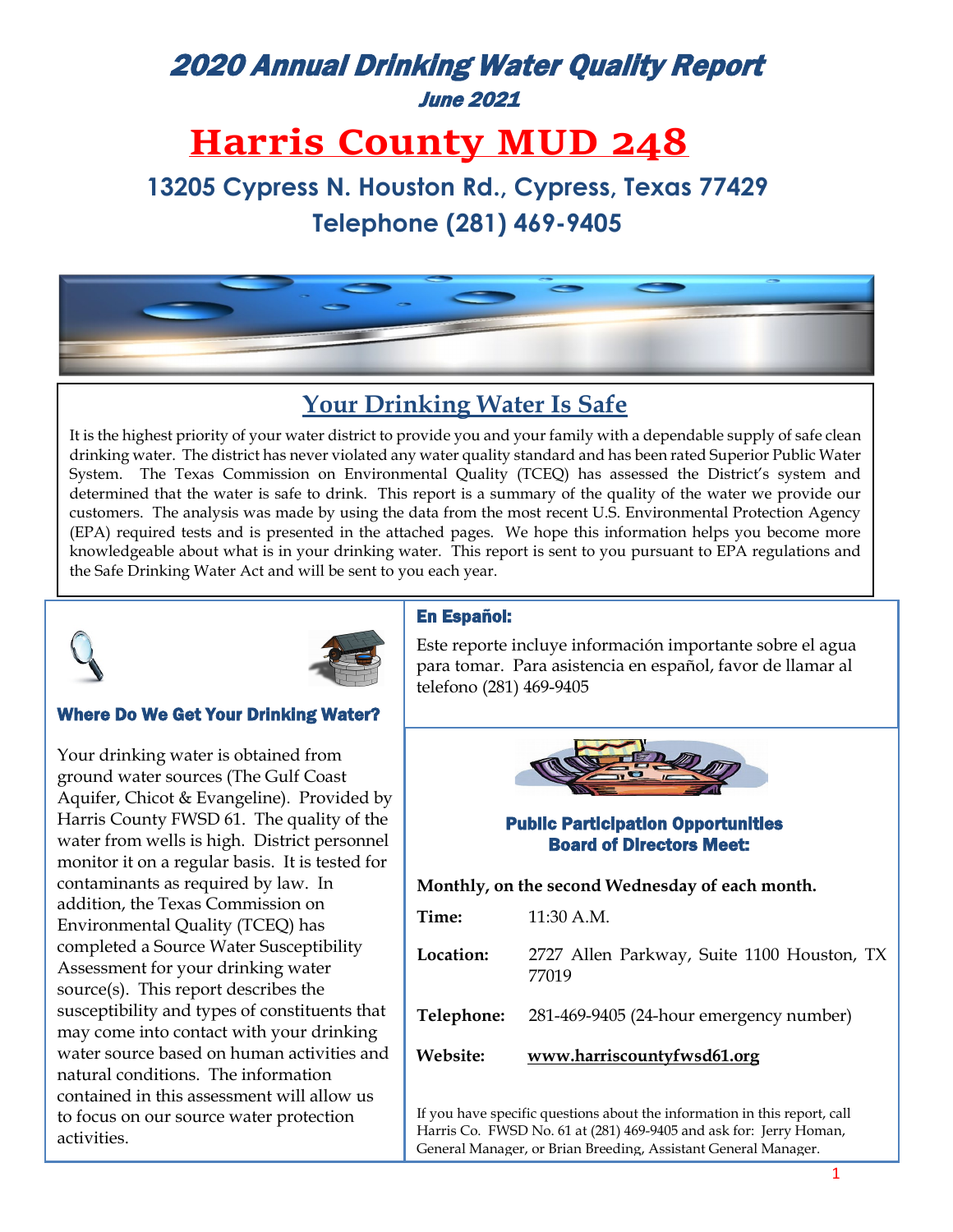# 2020 Annual Drinking Water Quality Report

*June 2021*

# Harris County MUD 248

## 13205 Cypress N. Houston Rd., Cypress, Texas 77429

## Telephone (281) 469-9405

## Your Drinking Water Is Safe

It is the highest priority of your water district to provide you and your family with a dependable supply of safe clean drinking water. The district has never violated any water quality standard and has been rated Superior Public Water System. The Texas Commission on Environmental Quality (TCEQ) has assessed the District's system and determined that the water is safe to drink. This report is a summary of the quality of the water we provide our customers. The analysis was made by using the data from the most recent U.S. Environmental Protection Agency (EPA) required tests and is presented in the attached pages. We hope this information helps you become more knowledgeable about what is in your drinking water. This report is sent to you pursuant to EPA regulations and the Safe Drinking Water Act and will be sent to you each year.

### Where Do We Get Your Drinking Water?

Your drinking water is obtained from ground water sources (The Gulf Coast Aquifer, Chicot & Evangeline). Provided by Harris County FWSD 61. The quality of the water from wells is high. District personnel monitor it on a regular basis. It is tested for contaminants as required by law. In addition, the Texas Commission on Environmental Quality (TCEQ) has completed a Source Water Susceptibility Assessment for your drinking water source(s). This report describes the susceptibility and types of constituents that may come into contact with your drinking water source based on human activities and natural conditions. The information contained in this assessment will allow us to focus on our source water protection activities.

### En Español:

Este reporte incluye información importante sobre el agua para tomar. Para asistencia en español, favor de llamar al telefono (281) 469-9405

### Public Participation Opportunities Board of Directors Meet:

**Monthly, on the second Wednesday of each month.**

**Time:** 11:30 A.M.

**Location:** 2727 Allen Parkway, Suite 1100 Houston, TX 77019

**Telephone:** 281-469-9405 (24-hour emergency number)

**Website:** **www.harriscountyfwsd61.org**

If you have specific questions about the information in this report, call Harris Co. FWSD No. 61 at (281) 469-9405 and ask for: Jerry Homan, General Manager, or Brian Breeding, Assistant General Manager.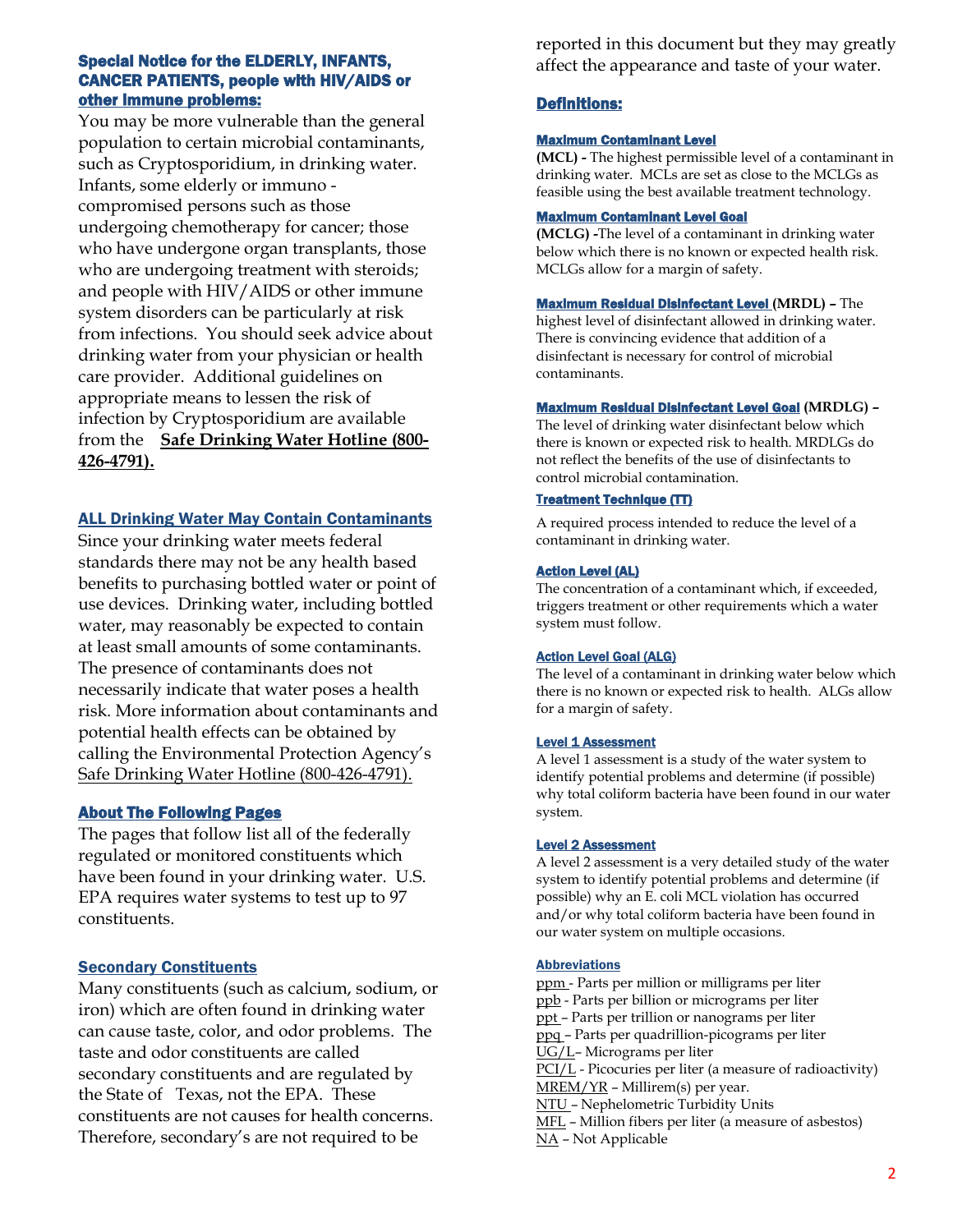### Special Notice for the ELDERLY, INFANTS, CANCER PATIENTS, people with HIV/AIDS or other immune problems:

You may be more vulnerable than the general population to certain microbial contaminants, such as Cryptosporidium, in drinking water. Infants, some elderly or immuno - compromised persons such as those undergoing chemotherapy for cancer; those who have undergone organ transplants, those who are undergoing treatment with steroids; and people with HIV/AIDS or other immune system disorders can be particularly at risk from infections. You should seek advice about drinking water from your physician or health care provider. Additional guidelines on appropriate means to lessen the risk of infection by Cryptosporidium are available from the **Safe Drinking Water Hotline (800-426-4791).**

### ALL Drinking Water May Contain Contaminants

Since your drinking water meets federal standards there may not be any health based benefits to purchasing bottled water or point of use devices. Drinking water, including bottled water, may reasonably be expected to contain at least small amounts of some contaminants. The presence of contaminants does not necessarily indicate that water poses a health risk. More information about contaminants and potential health effects can be obtained by calling the Environmental Protection Agency's Safe Drinking Water Hotline (800-426-4791).

### About The Following Pages

The pages that follow list all of the federally regulated or monitored constituents which have been found in your drinking water. U.S. EPA requires water systems to test up to 97 constituents.

### Secondary Constituents

Many constituents (such as calcium, sodium, or iron) which are often found in drinking water can cause taste, color, and odor problems. The taste and odor constituents are called secondary constituents and are regulated by the State of Texas, not the EPA. These constituents are not causes for health concerns. Therefore, secondary's are not required to be reported in this document but they may greatly affect the appearance and taste of your water.

### Definitions:

**Maximum Contaminant Level**

**(MCL) -** The highest permissible level of a contaminant in drinking water. MCLs are set as close to the MCLGs as feasible using the best available treatment technology.

**Maximum Contaminant Level Goal**

**(MCLG) -**The level of a contaminant in drinking water below which there is no known or expected health risk. MCLGs allow for a margin of safety.

**Maximum Residual Disinfectant Level (MRDL) –** The highest level of disinfectant allowed in drinking water. There is convincing evidence that addition of a disinfectant is necessary for control of microbial contaminants.

**Maximum Residual Disinfectant Level Goal (MRDLG) –** The level of drinking water disinfectant below which there is known or expected risk to health. MRDLGs do not reflect the benefits of the use of disinfectants to control microbial contamination.

**Treatment Technique (TT)**

A required process intended to reduce the level of a contaminant in drinking water.

**Action Level (AL)**

The concentration of a contaminant which, if exceeded, triggers treatment or other requirements which a water system must follow.

**Action Level Goal (ALG)**

The level of a contaminant in drinking water below which there is no known or expected risk to health. ALGs allow for a margin of safety.

**Level 1 Assessment**

A level 1 assessment is a study of the water system to identify potential problems and determine (if possible) why total coliform bacteria have been found in our water system.

**Level 2 Assessment**

A level 2 assessment is a very detailed study of the water system to identify potential problems and determine (if possible) why an E. coli MCL violation has occurred and/or why total coliform bacteria have been found in our water system on multiple occasions.

**Abbreviations**

ppm - Parts per million or milligrams per liter
ppb - Parts per billion or micrograms per liter
ppt – Parts per trillion or nanograms per liter
ppq – Parts per quadrillion-picograms per liter
UG/L– Micrograms per liter
PCI/L - Picocuries per liter (a measure of radioactivity)
MREM/YR – Millirem(s) per year.
NTU – Nephelometric Turbidity Units
MFL – Million fibers per liter (a measure of asbestos)
NA – Not Applicable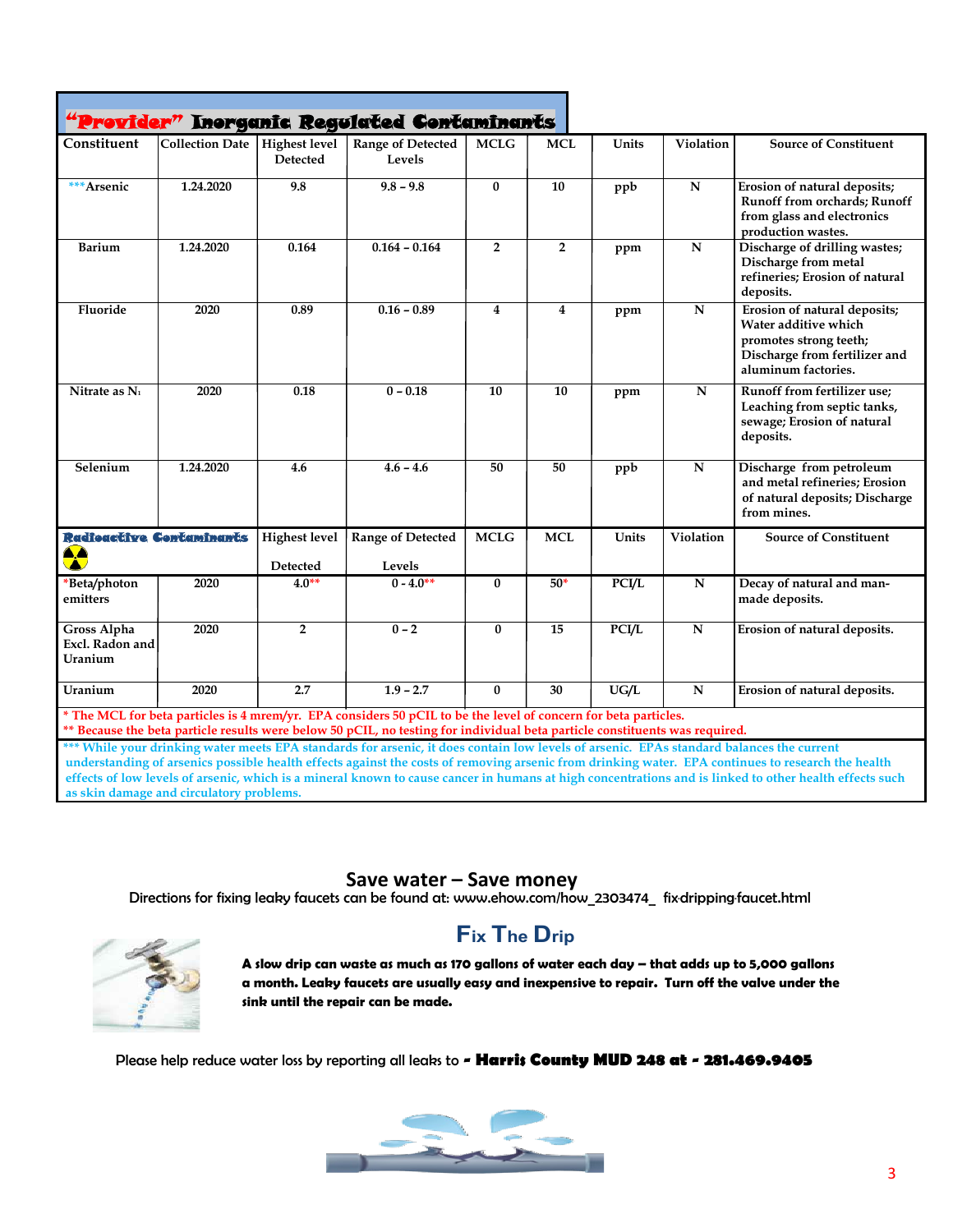## "Provider" Inorganic Regulated Contaminants

| Constituent | Collection Date | Highest level Detected | Range of Detected Levels | MCLG | MCL | Units | Violation | Source of Constituent |
|---|---|---|---|---|---|---|---|---|
| ***Arsenic | 1.24.2020 | 9.8 | 9.8 – 9.8 | 0 | 10 | ppb | N | Erosion of natural deposits; Runoff from orchards; Runoff from glass and electronics production wastes. |
| Barium | 1.24.2020 | 0.164 | 0.164 – 0.164 | 2 | 2 | ppm | N | Discharge of drilling wastes; Discharge from metal refineries; Erosion of natural deposits. |
| Fluoride | 2020 | 0.89 | 0.16 – 0.89 | 4 | 4 | ppm | N | Erosion of natural deposits; Water additive which promotes strong teeth; Discharge from fertilizer and aluminum factories. |
| Nitrate as $N_1$ | 2020 | 0.18 | 0 – 0.18 | 10 | 10 | ppm | N | Runoff from fertilizer use; Leaching from septic tanks, sewage; Erosion of natural deposits. |
| Selenium | 1.24.2020 | 4.6 | 4.6 – 4.6 | 50 | 50 | ppb | N | Discharge from petroleum and metal refineries; Erosion of natural deposits; Discharge from mines. |
| **Radioactive Contaminants** | | Highest level Detected | Range of Detected Levels | MCLG | MCL | Units | Violation | Source of Constituent |
| *Beta/photon emitters | 2020 | 4.0** | 0 - 4.0** | 0 | 50* | PCI/L | N | Decay of natural and man-made deposits. |
| Gross Alpha Excl. Radon and Uranium | 2020 | 2 | 0 – 2 | 0 | 15 | PCI/L | N | Erosion of natural deposits. |
| Uranium | 2020 | 2.7 | 1.9 – 2.7 | 0 | 30 | UG/L | N | Erosion of natural deposits. |

\* The MCL for beta particles is 4 mrem/yr. EPA considers 50 pCIL to be the level of concern for beta particles.
** Because the beta particle results were below 50 pCIL, no testing for individual beta particle constituents was required.

*** While your drinking water meets EPA standards for arsenic, it does contain low levels of arsenic. EPAs standard balances the current understanding of arsenics possible health effects against the costs of removing arsenic from drinking water. EPA continues to research the health effects of low levels of arsenic, which is a mineral known to cause cancer in humans at high concentrations and is linked to other health effects such as skin damage and circulatory problems.

## Save water – Save money

Directions for fixing leaky faucets can be found at: www.ehow.com/how_2303474_ fix-dripping-faucet.html

### Fix The Drip

**A slow drip can waste as much as 170 gallons of water each day – that adds up to 5,000 gallons a month. Leaky faucets are usually easy and inexpensive to repair. Turn off the valve under the sink until the repair can be made.**

Please help reduce water loss by reporting all leaks to **- Harris County MUD 248 at - 281.469.9405**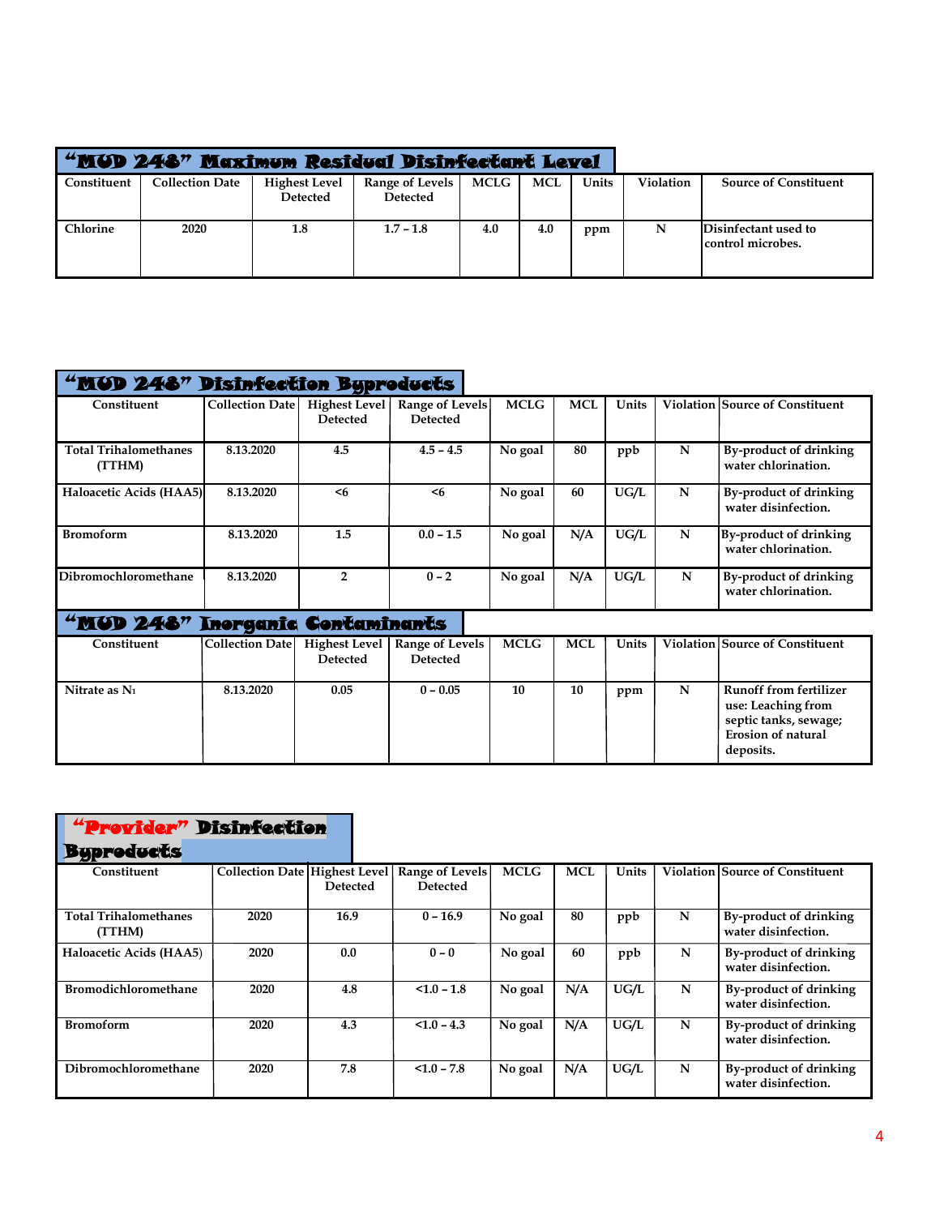## "MUD 248" Maximum Residual Disinfectant Level

| Constituent | Collection Date | Highest Level Detected | Range of Levels Detected | MCLG | MCL | Units | Violation | Source of Constituent |
|---|---|---|---|---|---|---|---|---|
| Chlorine | 2020 | 1.8 | 1.7 – 1.8 | 4.0 | 4.0 | ppm | N | Disinfectant used to control microbes. |

## "MUD 248" Disinfection Byproducts

| Constituent | Collection Date | Highest Level Detected | Range of Levels Detected | MCLG | MCL | Units | Violation | Source of Constituent |
|---|---|---|---|---|---|---|---|---|
| Total Trihalomethanes (TTHM) | 8.13.2020 | 4.5 | 4.5 – 4.5 | No goal | 80 | ppb | N | By-product of drinking water chlorination. |
| Haloacetic Acids (HAA5) | 8.13.2020 | <6 | <6 | No goal | 60 | UG/L | N | By-product of drinking water disinfection. |
| Bromoform | 8.13.2020 | 1.5 | 0.0 – 1.5 | No goal | N/A | UG/L | N | By-product of drinking water chlorination. |
| Dibromochloromethane | 8.13.2020 | 2 | 0 – 2 | No goal | N/A | UG/L | N | By-product of drinking water chlorination. |

## "MUD 248" Inorganic Contaminants

| Constituent | Collection Date | Highest Level Detected | Range of Levels Detected | MCLG | MCL | Units | Violation | Source of Constituent |
|---|---|---|---|---|---|---|---|---|
| Nitrate as $N_1$ | 8.13.2020 | 0.05 | 0 – 0.05 | 10 | 10 | ppm | N | Runoff from fertilizer use: Leaching from septic tanks, sewage; Erosion of natural deposits. |

## "Provider" Disinfection Byproducts

| Constituent | Collection Date | Highest Level Detected | Range of Levels Detected | MCLG | MCL | Units | Violation | Source of Constituent |
|---|---|---|---|---|---|---|---|---|
| Total Trihalomethanes (TTHM) | 2020 | 16.9 | 0 – 16.9 | No goal | 80 | ppb | N | By-product of drinking water disinfection. |
| Haloacetic Acids (HAA5) | 2020 | 0.0 | 0 – 0 | No goal | 60 | ppb | N | By-product of drinking water disinfection. |
| Bromodichloromethane | 2020 | 4.8 | <1.0 – 1.8 | No goal | N/A | UG/L | N | By-product of drinking water disinfection. |
| Bromoform | 2020 | 4.3 | <1.0 – 4.3 | No goal | N/A | UG/L | N | By-product of drinking water disinfection. |
| Dibromochloromethane | 2020 | 7.8 | <1.0 – 7.8 | No goal | N/A | UG/L | N | By-product of drinking water disinfection. |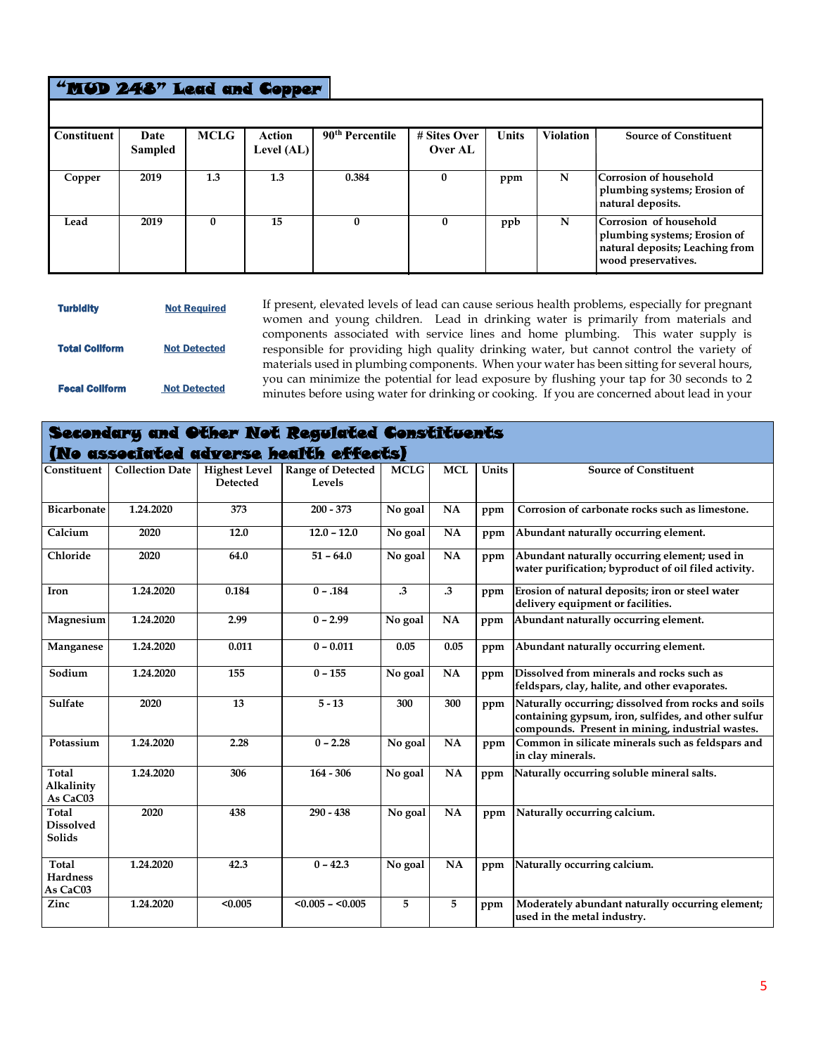## "MUD 248" Lead and Copper

| Constituent | Date Sampled | MCLG | Action Level (AL) | 90th Percentile | # Sites Over Over AL | Units | Violation | Source of Constituent |
|---|---|---|---|---|---|---|---|---|
| Copper | 2019 | 1.3 | 1.3 | 0.384 | 0 | ppm | N | Corrosion of household plumbing systems; Erosion of natural deposits. |
| Lead | 2019 | 0 | 15 | 0 | 0 | ppb | N | Corrosion of household plumbing systems; Erosion of natural deposits; Leaching from wood preservatives. |

| | |
|---|---|
| **Turbidity** | Not Required |
| **Total Coliform** | Not Detected |
| **Fecal Coliform** | Not Detected |

If present, elevated levels of lead can cause serious health problems, especially for pregnant women and young children. Lead in drinking water is primarily from materials and components associated with service lines and home plumbing. This water supply is responsible for providing high quality drinking water, but cannot control the variety of materials used in plumbing components. When your water has been sitting for several hours, you can minimize the potential for lead exposure by flushing your tap for 30 seconds to 2 minutes before using water for drinking or cooking. If you are concerned about lead in your

## Secondary and Other Not Regulated Constituents (No associated adverse health effects)

| Constituent | Collection Date | Highest Level Detected | Range of Detected Levels | MCLG | MCL | Units | Source of Constituent |
|---|---|---|---|---|---|---|---|
| Bicarbonate | 1.24.2020 | 373 | 200 - 373 | No goal | NA | ppm | Corrosion of carbonate rocks such as limestone. |
| Calcium | 2020 | 12.0 | 12.0 – 12.0 | No goal | NA | ppm | Abundant naturally occurring element. |
| Chloride | 2020 | 64.0 | 51 – 64.0 | No goal | NA | ppm | Abundant naturally occurring element; used in water purification; byproduct of oil filed activity. |
| Iron | 1.24.2020 | 0.184 | 0 – .184 | .3 | .3 | ppm | Erosion of natural deposits; iron or steel water delivery equipment or facilities. |
| Magnesium | 1.24.2020 | 2.99 | 0 – 2.99 | No goal | NA | ppm | Abundant naturally occurring element. |
| Manganese | 1.24.2020 | 0.011 | 0 – 0.011 | 0.05 | 0.05 | ppm | Abundant naturally occurring element. |
| Sodium | 1.24.2020 | 155 | 0 – 155 | No goal | NA | ppm | Dissolved from minerals and rocks such as feldspars, clay, halite, and other evaporates. |
| Sulfate | 2020 | 13 | 5 - 13 | 300 | 300 | ppm | Naturally occurring; dissolved from rocks and soils containing gypsum, iron, sulfides, and other sulfur compounds. Present in mining, industrial wastes. |
| Potassium | 1.24.2020 | 2.28 | 0 – 2.28 | No goal | NA | ppm | Common in silicate minerals such as feldspars and in clay minerals. |
| Total Alkalinity As CaC03 | 1.24.2020 | 306 | 164 - 306 | No goal | NA | ppm | Naturally occurring soluble mineral salts. |
| Total Dissolved Solids | 2020 | 438 | 290 - 438 | No goal | NA | ppm | Naturally occurring calcium. |
| Total Hardness As CaC03 | 1.24.2020 | 42.3 | 0 – 42.3 | No goal | NA | ppm | Naturally occurring calcium. |
| Zinc | 1.24.2020 | <0.005 | <0.005 – <0.005 | 5 | 5 | ppm | Moderately abundant naturally occurring element; used in the metal industry. |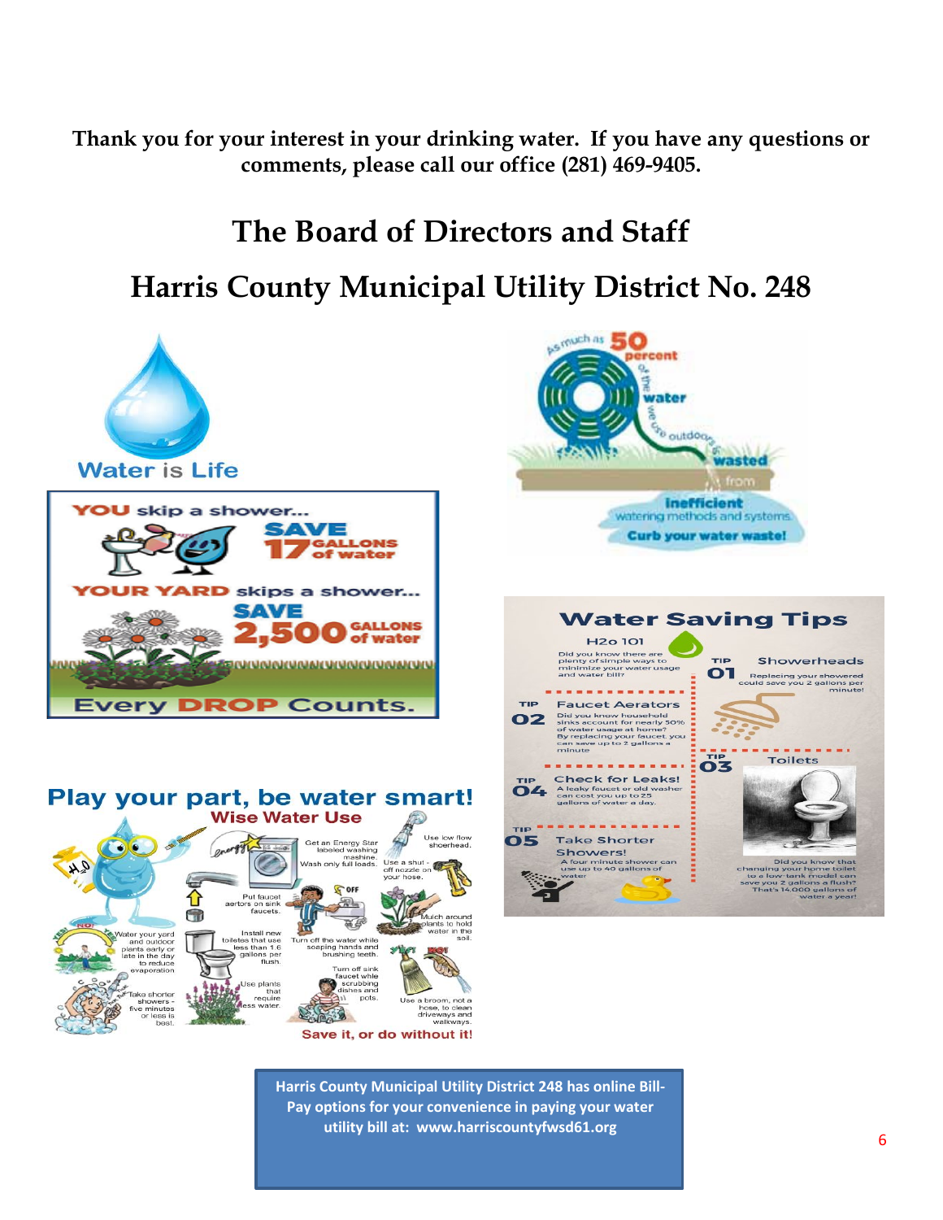**Thank you for your interest in your drinking water. If you have any questions or comments, please call our office (281) 469-9405.**

# The Board of Directors and Staff

# Harris County Municipal Utility District No. 248

Water is Life

YOU skip a shower... SAVE 17 GALLONS of water

YOUR YARD skips a shower... SAVE 2,500 GALLONS of water

Every DROP Counts.

As much as 50 percent of the water we use outdoors is wasted from inefficient watering methods and systems. Curb your water waste!

## Water Saving Tips

H2o 101

Did you know there are plenty of simple ways to minimize your water usage and water bill?

TIP 01 Showerheads — Replacing your showered could save you 2 gallons per minute!

TIP 02 Faucet Aerators — Did you know household sinks account for nearly 50% of water usage at home? By replacing your faucet, you can save up to 2 gallons a minute

TIP 03 Toilets — Did you know that changing your home toilet to a low-tank model can save you 2 gallons a flush? That's 14,000 gallons of water a year!

TIP 04 Check for Leaks! — A leaky faucet or old washer can cost you up to 25 gallons of water a day.

TIP 05 Take Shorter Showers! — A four minute shower can use up to 40 gallons of water

## Play your part, be water smart!

Wise Water Use

- Get an Energy Star labeled washing machine. Wash only full loads.
- Use low flow shoerhead.
- Use a shut-off nozzle on your hose.
- Put faucet aertors on sink faucets.
- Mulch around plants to hold water in the soil.
- Water your yard and outdoor plants early or late in the day to reduce evaporation
- Install new toiletes that use less than 1.6 gallons per flush.
- Turn off the water while soaping hands and brushing teeth.
- Turn off sink faucet while scrubbing dishes and pots.
- Use a broom, not a hose, to clean driveways and walkways.
- Take shorter showers - five minutes or less is best.
- Use plants that require less water.

Save it, or do without it!

**Harris County Municipal Utility District 248 has online Bill-Pay options for your convenience in paying your water utility bill at: www.harriscountyfwsd61.org**